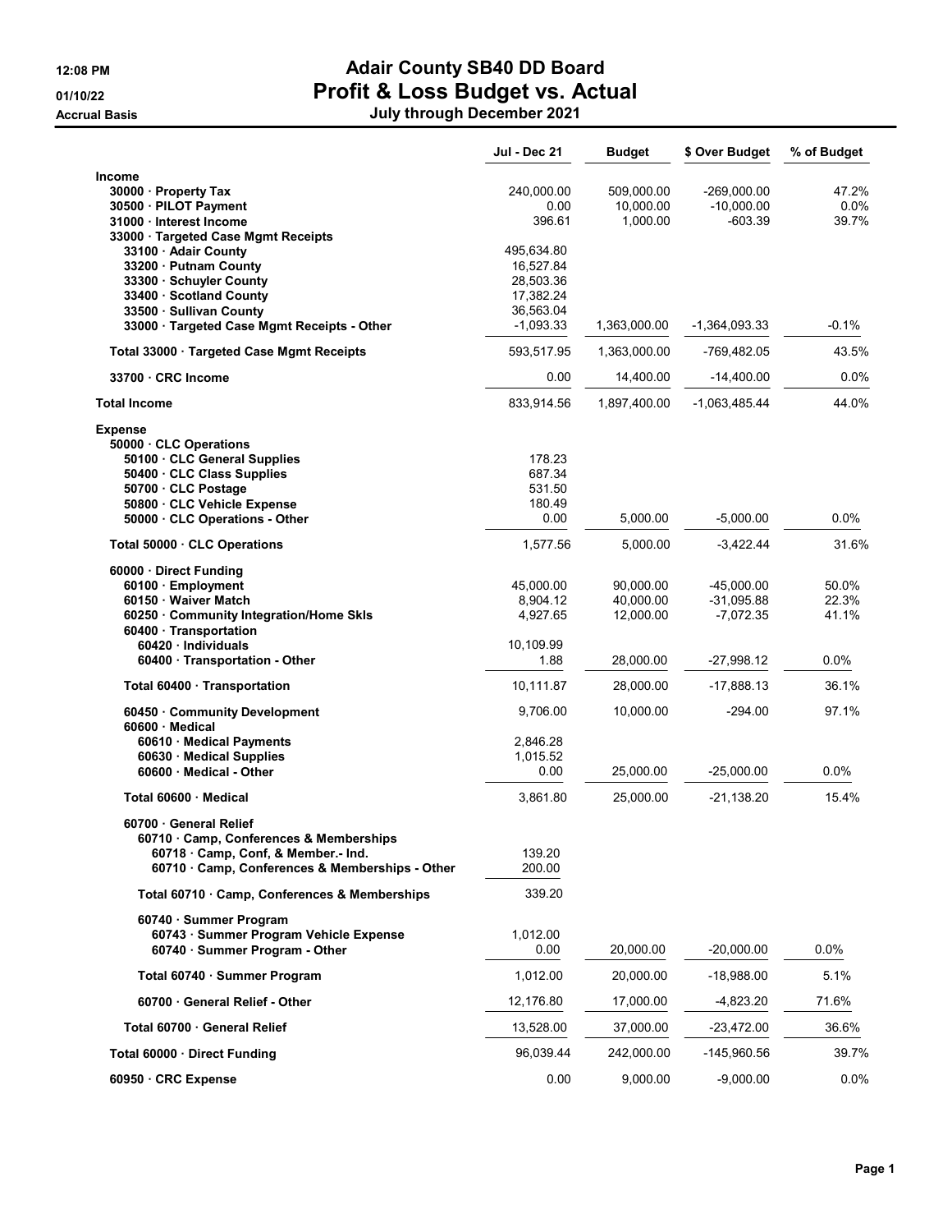# Adair County SB40 DD Board

## Profit & Loss Budget vs. Actual

### July through December 2021

12:08 PM
01/10/22
Accrual Basis

| | Jul - Dec 21 | Budget | $ Over Budget | % of Budget |
|---|---|---|---|---|
| **Income** | | | | |
| 30000 · Property Tax | 240,000.00 | 509,000.00 | -269,000.00 | 47.2% |
| 30500 · PILOT Payment | 0.00 | 10,000.00 | -10,000.00 | 0.0% |
| 31000 · Interest Income | 396.61 | 1,000.00 | -603.39 | 39.7% |
| 33000 · Targeted Case Mgmt Receipts | | | | |
| 33100 · Adair County | 495,634.80 | | | |
| 33200 · Putnam County | 16,527.84 | | | |
| 33300 · Schuyler County | 28,503.36 | | | |
| 33400 · Scotland County | 17,382.24 | | | |
| 33500 · Sullivan County | 36,563.04 | | | |
| 33000 · Targeted Case Mgmt Receipts - Other | -1,093.33 | 1,363,000.00 | -1,364,093.33 | -0.1% |
| Total 33000 · Targeted Case Mgmt Receipts | 593,517.95 | 1,363,000.00 | -769,482.05 | 43.5% |
| 33700 · CRC Income | 0.00 | 14,400.00 | -14,400.00 | 0.0% |
| **Total Income** | 833,914.56 | 1,897,400.00 | -1,063,485.44 | 44.0% |
| **Expense** | | | | |
| 50000 · CLC Operations | | | | |
| 50100 · CLC General Supplies | 178.23 | | | |
| 50400 · CLC Class Supplies | 687.34 | | | |
| 50700 · CLC Postage | 531.50 | | | |
| 50800 · CLC Vehicle Expense | 180.49 | | | |
| 50000 · CLC Operations - Other | 0.00 | 5,000.00 | -5,000.00 | 0.0% |
| Total 50000 · CLC Operations | 1,577.56 | 5,000.00 | -3,422.44 | 31.6% |
| 60000 · Direct Funding | | | | |
| 60100 · Employment | 45,000.00 | 90,000.00 | -45,000.00 | 50.0% |
| 60150 · Waiver Match | 8,904.12 | 40,000.00 | -31,095.88 | 22.3% |
| 60250 · Community Integration/Home Skls | 4,927.65 | 12,000.00 | -7,072.35 | 41.1% |
| 60400 · Transportation | | | | |
| 60420 · Individuals | 10,109.99 | | | |
| 60400 · Transportation - Other | 1.88 | 28,000.00 | -27,998.12 | 0.0% |
| Total 60400 · Transportation | 10,111.87 | 28,000.00 | -17,888.13 | 36.1% |
| 60450 · Community Development | 9,706.00 | 10,000.00 | -294.00 | 97.1% |
| 60600 · Medical | | | | |
| 60610 · Medical Payments | 2,846.28 | | | |
| 60630 · Medical Supplies | 1,015.52 | | | |
| 60600 · Medical - Other | 0.00 | 25,000.00 | -25,000.00 | 0.0% |
| Total 60600 · Medical | 3,861.80 | 25,000.00 | -21,138.20 | 15.4% |
| 60700 · General Relief | | | | |
| 60710 · Camp, Conferences & Memberships | | | | |
| 60718 · Camp, Conf, & Member.- Ind. | 139.20 | | | |
| 60710 · Camp, Conferences & Memberships - Other | 200.00 | | | |
| Total 60710 · Camp, Conferences & Memberships | 339.20 | | | |
| 60740 · Summer Program | | | | |
| 60743 · Summer Program Vehicle Expense | 1,012.00 | | | |
| 60740 · Summer Program - Other | 0.00 | 20,000.00 | -20,000.00 | 0.0% |
| Total 60740 · Summer Program | 1,012.00 | 20,000.00 | -18,988.00 | 5.1% |
| 60700 · General Relief - Other | 12,176.80 | 17,000.00 | -4,823.20 | 71.6% |
| Total 60700 · General Relief | 13,528.00 | 37,000.00 | -23,472.00 | 36.6% |
| Total 60000 · Direct Funding | 96,039.44 | 242,000.00 | -145,960.56 | 39.7% |
| 60950 · CRC Expense | 0.00 | 9,000.00 | -9,000.00 | 0.0% |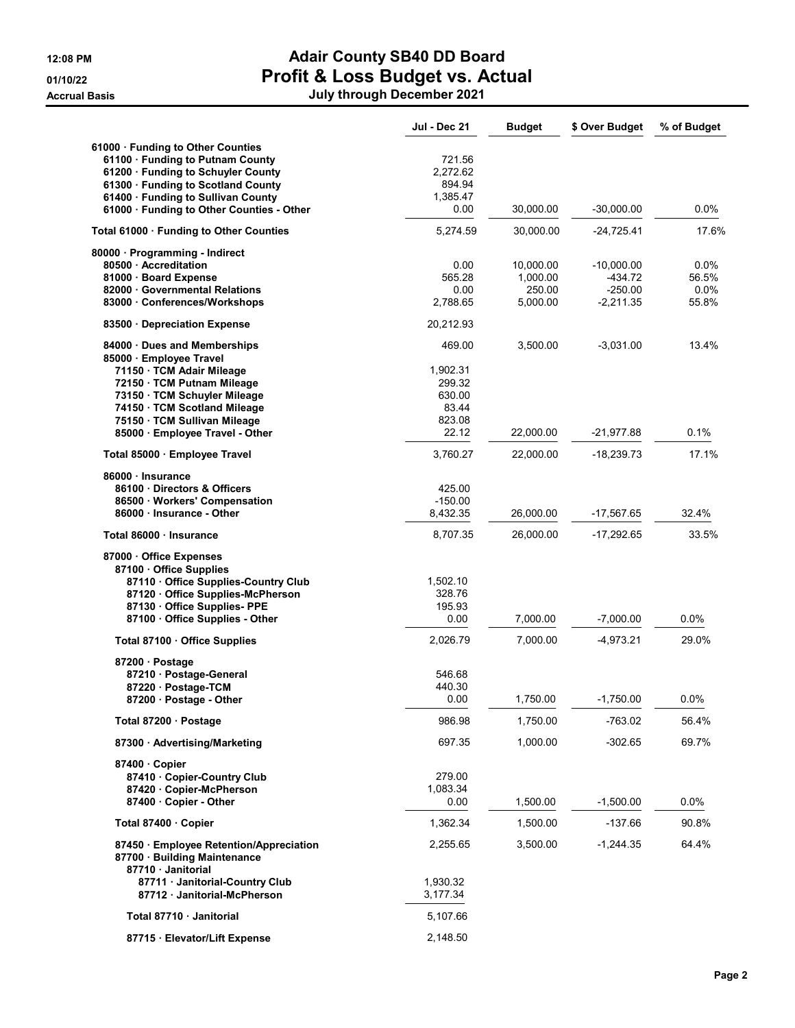# Adair County SB40 DD Board

## Profit & Loss Budget vs. Actual

**12:08 PM**
**01/10/22**
**Accrual Basis**

**July through December 2021**

| | Jul - Dec 21 | Budget | $ Over Budget | % of Budget |
|---|---|---|---|---|
| 61000 · Funding to Other Counties | | | | |
| 61100 · Funding to Putnam County | 721.56 | | | |
| 61200 · Funding to Schuyler County | 2,272.62 | | | |
| 61300 · Funding to Scotland County | 894.94 | | | |
| 61400 · Funding to Sullivan County | 1,385.47 | | | |
| 61000 · Funding to Other Counties - Other | 0.00 | 30,000.00 | -30,000.00 | 0.0% |
| **Total 61000 · Funding to Other Counties** | 5,274.59 | 30,000.00 | -24,725.41 | 17.6% |
| 80000 · Programming - Indirect | | | | |
| 80500 · Accreditation | 0.00 | 10,000.00 | -10,000.00 | 0.0% |
| 81000 · Board Expense | 565.28 | 1,000.00 | -434.72 | 56.5% |
| 82000 · Governmental Relations | 0.00 | 250.00 | -250.00 | 0.0% |
| 83000 · Conferences/Workshops | 2,788.65 | 5,000.00 | -2,211.35 | 55.8% |
| 83500 · Depreciation Expense | 20,212.93 | | | |
| 84000 · Dues and Memberships | 469.00 | 3,500.00 | -3,031.00 | 13.4% |
| 85000 · Employee Travel | | | | |
| 71150 · TCM Adair Mileage | 1,902.31 | | | |
| 72150 · TCM Putnam Mileage | 299.32 | | | |
| 73150 · TCM Schuyler Mileage | 630.00 | | | |
| 74150 · TCM Scotland Mileage | 83.44 | | | |
| 75150 · TCM Sullivan Mileage | 823.08 | | | |
| 85000 · Employee Travel - Other | 22.12 | 22,000.00 | -21,977.88 | 0.1% |
| **Total 85000 · Employee Travel** | 3,760.27 | 22,000.00 | -18,239.73 | 17.1% |
| 86000 · Insurance | | | | |
| 86100 · Directors & Officers | 425.00 | | | |
| 86500 · Workers' Compensation | -150.00 | | | |
| 86000 · Insurance - Other | 8,432.35 | 26,000.00 | -17,567.65 | 32.4% |
| **Total 86000 · Insurance** | 8,707.35 | 26,000.00 | -17,292.65 | 33.5% |
| 87000 · Office Expenses | | | | |
| 87100 · Office Supplies | | | | |
| 87110 · Office Supplies-Country Club | 1,502.10 | | | |
| 87120 · Office Supplies-McPherson | 328.76 | | | |
| 87130 · Office Supplies- PPE | 195.93 | | | |
| 87100 · Office Supplies - Other | 0.00 | 7,000.00 | -7,000.00 | 0.0% |
| **Total 87100 · Office Supplies** | 2,026.79 | 7,000.00 | -4,973.21 | 29.0% |
| 87200 · Postage | | | | |
| 87210 · Postage-General | 546.68 | | | |
| 87220 · Postage-TCM | 440.30 | | | |
| 87200 · Postage - Other | 0.00 | 1,750.00 | -1,750.00 | 0.0% |
| **Total 87200 · Postage** | 986.98 | 1,750.00 | -763.02 | 56.4% |
| 87300 · Advertising/Marketing | 697.35 | 1,000.00 | -302.65 | 69.7% |
| 87400 · Copier | | | | |
| 87410 · Copier-Country Club | 279.00 | | | |
| 87420 · Copier-McPherson | 1,083.34 | | | |
| 87400 · Copier - Other | 0.00 | 1,500.00 | -1,500.00 | 0.0% |
| **Total 87400 · Copier** | 1,362.34 | 1,500.00 | -137.66 | 90.8% |
| 87450 · Employee Retention/Appreciation | 2,255.65 | 3,500.00 | -1,244.35 | 64.4% |
| 87700 · Building Maintenance | | | | |
| 87710 · Janitorial | | | | |
| 87711 · Janitorial-Country Club | 1,930.32 | | | |
| 87712 · Janitorial-McPherson | 3,177.34 | | | |
| **Total 87710 · Janitorial** | 5,107.66 | | | |
| 87715 · Elevator/Lift Expense | 2,148.50 | | | |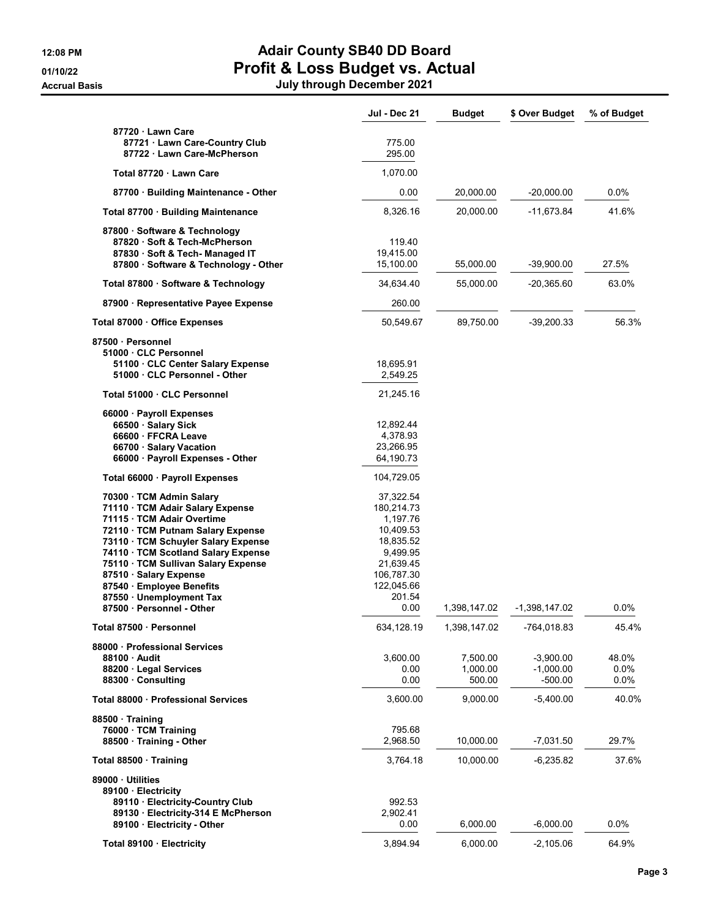# Adair County SB40 DD Board

## Profit & Loss Budget vs. Actual

### July through December 2021

12:08 PM
01/10/22
Accrual Basis

| | Jul - Dec 21 | Budget | $ Over Budget | % of Budget |
|---|---|---|---|---|
| 87720 · Lawn Care | | | | |
| 87721 · Lawn Care-Country Club | 775.00 | | | |
| 87722 · Lawn Care-McPherson | 295.00 | | | |
| Total 87720 · Lawn Care | 1,070.00 | | | |
| 87700 · Building Maintenance - Other | 0.00 | 20,000.00 | -20,000.00 | 0.0% |
| Total 87700 · Building Maintenance | 8,326.16 | 20,000.00 | -11,673.84 | 41.6% |
| 87800 · Software & Technology | | | | |
| 87820 · Soft & Tech-McPherson | 119.40 | | | |
| 87830 · Soft & Tech- Managed IT | 19,415.00 | | | |
| 87800 · Software & Technology - Other | 15,100.00 | 55,000.00 | -39,900.00 | 27.5% |
| Total 87800 · Software & Technology | 34,634.40 | 55,000.00 | -20,365.60 | 63.0% |
| 87900 · Representative Payee Expense | 260.00 | | | |
| Total 87000 · Office Expenses | 50,549.67 | 89,750.00 | -39,200.33 | 56.3% |
| 87500 · Personnel | | | | |
| 51000 · CLC Personnel | | | | |
| 51100 · CLC Center Salary Expense | 18,695.91 | | | |
| 51000 · CLC Personnel - Other | 2,549.25 | | | |
| Total 51000 · CLC Personnel | 21,245.16 | | | |
| 66000 · Payroll Expenses | | | | |
| 66500 · Salary Sick | 12,892.44 | | | |
| 66600 · FFCRA Leave | 4,378.93 | | | |
| 66700 · Salary Vacation | 23,266.95 | | | |
| 66000 · Payroll Expenses - Other | 64,190.73 | | | |
| Total 66000 · Payroll Expenses | 104,729.05 | | | |
| 70300 · TCM Admin Salary | 37,322.54 | | | |
| 71110 · TCM Adair Salary Expense | 180,214.73 | | | |
| 71115 · TCM Adair Overtime | 1,197.76 | | | |
| 72110 · TCM Putnam Salary Expense | 10,409.53 | | | |
| 73110 · TCM Schuyler Salary Expense | 18,835.52 | | | |
| 74110 · TCM Scotland Salary Expense | 9,499.95 | | | |
| 75110 · TCM Sullivan Salary Expense | 21,639.45 | | | |
| 87510 · Salary Expense | 106,787.30 | | | |
| 87540 · Employee Benefits | 122,045.66 | | | |
| 87550 · Unemployment Tax | 201.54 | | | |
| 87500 · Personnel - Other | 0.00 | 1,398,147.02 | -1,398,147.02 | 0.0% |
| Total 87500 · Personnel | 634,128.19 | 1,398,147.02 | -764,018.83 | 45.4% |
| 88000 · Professional Services | | | | |
| 88100 · Audit | 3,600.00 | 7,500.00 | -3,900.00 | 48.0% |
| 88200 · Legal Services | 0.00 | 1,000.00 | -1,000.00 | 0.0% |
| 88300 · Consulting | 0.00 | 500.00 | -500.00 | 0.0% |
| Total 88000 · Professional Services | 3,600.00 | 9,000.00 | -5,400.00 | 40.0% |
| 88500 · Training | | | | |
| 76000 · TCM Training | 795.68 | | | |
| 88500 · Training - Other | 2,968.50 | 10,000.00 | -7,031.50 | 29.7% |
| Total 88500 · Training | 3,764.18 | 10,000.00 | -6,235.82 | 37.6% |
| 89000 · Utilities | | | | |
| 89100 · Electricity | | | | |
| 89110 · Electricity-Country Club | 992.53 | | | |
| 89130 · Electricity-314 E McPherson | 2,902.41 | | | |
| 89100 · Electricity - Other | 0.00 | 6,000.00 | -6,000.00 | 0.0% |
| Total 89100 · Electricity | 3,894.94 | 6,000.00 | -2,105.06 | 64.9% |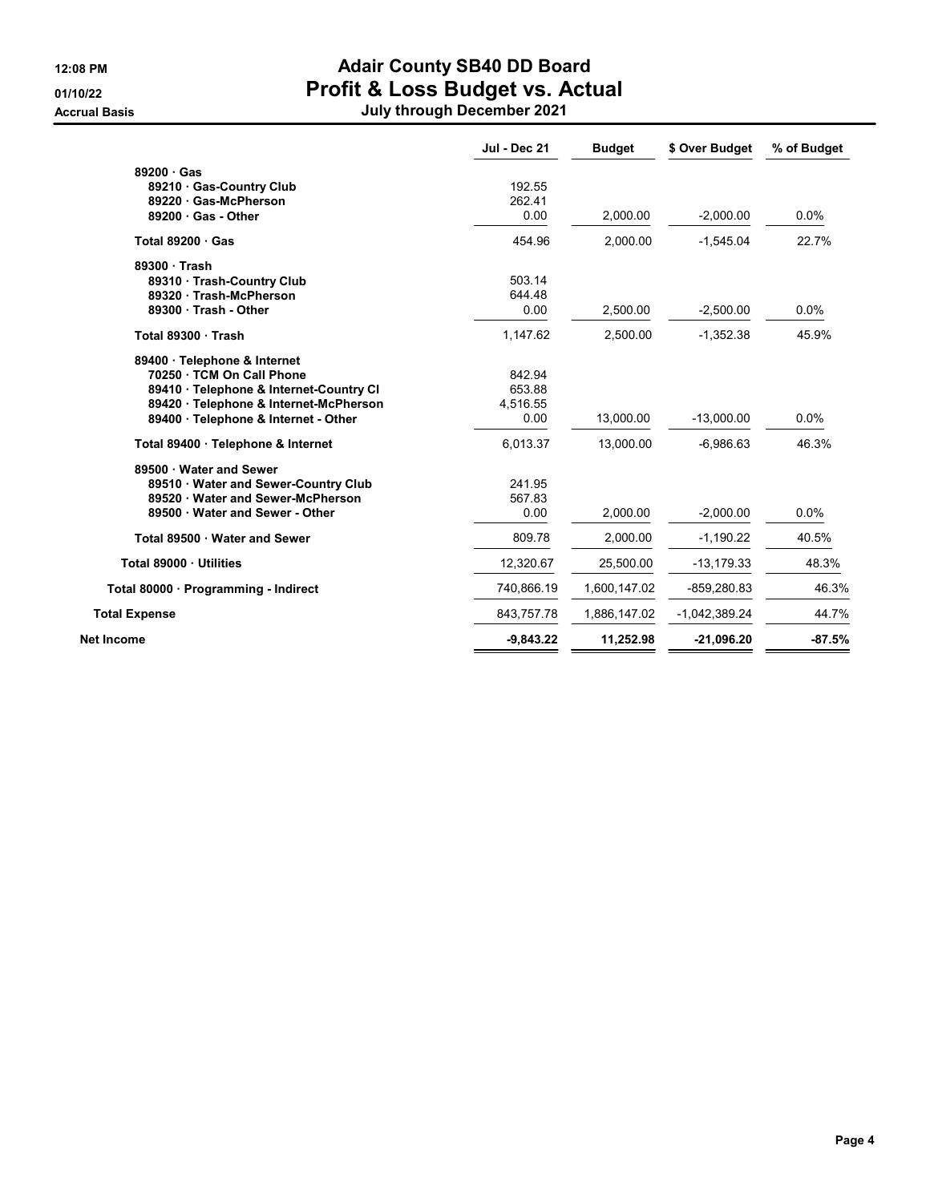# Adair County SB40 DD Board
## Profit & Loss Budget vs. Actual
### July through December 2021

12:08 PM
01/10/22
Accrual Basis

| | Jul - Dec 21 | Budget | $ Over Budget | % of Budget |
|---|---|---|---|---|
| 89200 · Gas | | | | |
| 89210 · Gas-Country Club | 192.55 | | | |
| 89220 · Gas-McPherson | 262.41 | | | |
| 89200 · Gas - Other | 0.00 | 2,000.00 | -2,000.00 | 0.0% |
| Total 89200 · Gas | 454.96 | 2,000.00 | -1,545.04 | 22.7% |
| 89300 · Trash | | | | |
| 89310 · Trash-Country Club | 503.14 | | | |
| 89320 · Trash-McPherson | 644.48 | | | |
| 89300 · Trash - Other | 0.00 | 2,500.00 | -2,500.00 | 0.0% |
| Total 89300 · Trash | 1,147.62 | 2,500.00 | -1,352.38 | 45.9% |
| 89400 · Telephone & Internet | | | | |
| 70250 · TCM On Call Phone | 842.94 | | | |
| 89410 · Telephone & Internet-Country Cl | 653.88 | | | |
| 89420 · Telephone & Internet-McPherson | 4,516.55 | | | |
| 89400 · Telephone & Internet - Other | 0.00 | 13,000.00 | -13,000.00 | 0.0% |
| Total 89400 · Telephone & Internet | 6,013.37 | 13,000.00 | -6,986.63 | 46.3% |
| 89500 · Water and Sewer | | | | |
| 89510 · Water and Sewer-Country Club | 241.95 | | | |
| 89520 · Water and Sewer-McPherson | 567.83 | | | |
| 89500 · Water and Sewer - Other | 0.00 | 2,000.00 | -2,000.00 | 0.0% |
| Total 89500 · Water and Sewer | 809.78 | 2,000.00 | -1,190.22 | 40.5% |
| Total 89000 · Utilities | 12,320.67 | 25,500.00 | -13,179.33 | 48.3% |
| Total 80000 · Programming - Indirect | 740,866.19 | 1,600,147.02 | -859,280.83 | 46.3% |
| Total Expense | 843,757.78 | 1,886,147.02 | -1,042,389.24 | 44.7% |
| **Net Income** | **-9,843.22** | **11,252.98** | **-21,096.20** | **-87.5%** |